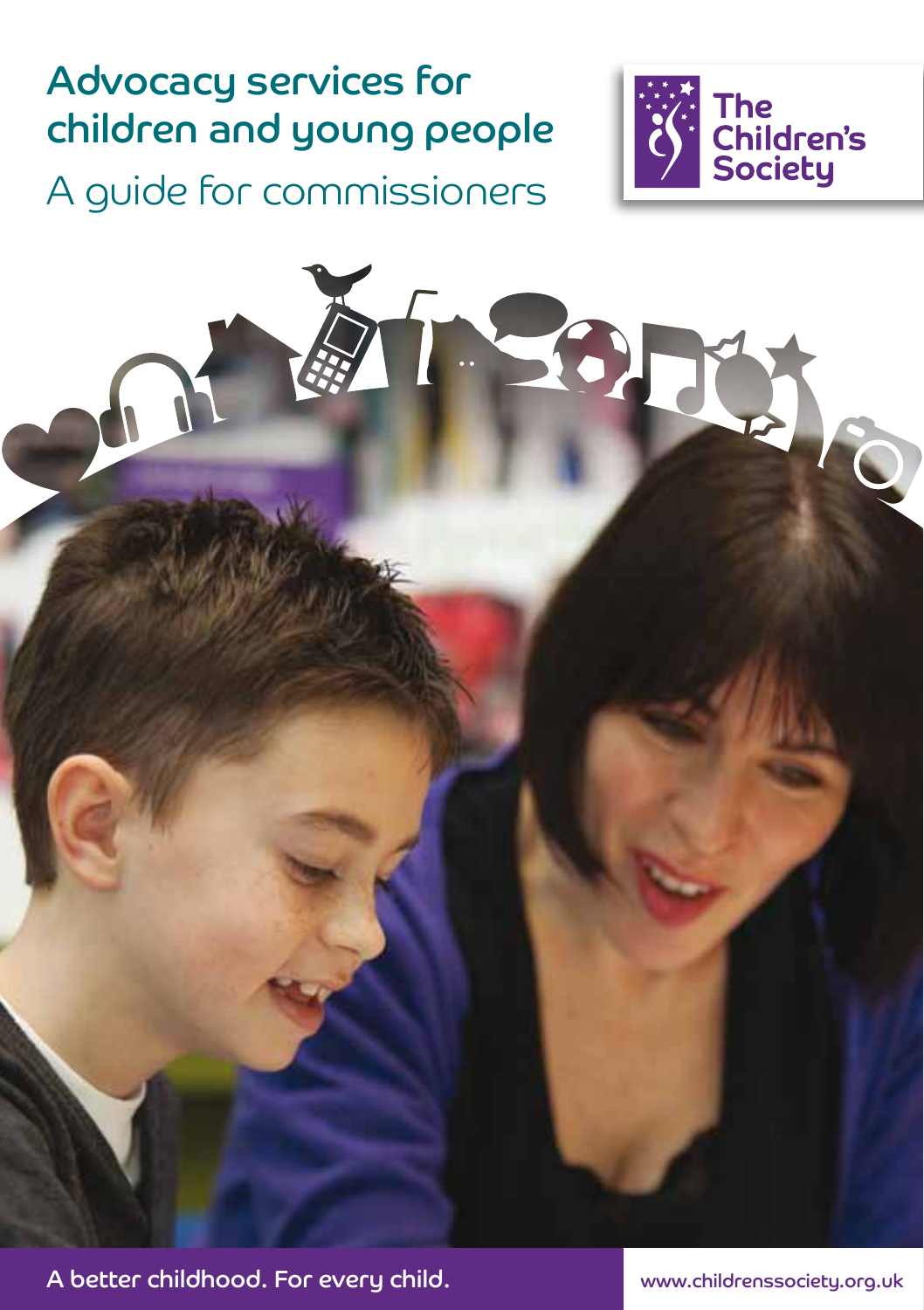# Advocacy services for children and young people

## A guide for commissioners

The Children's Society

A better childhood. For every child.

www.childrenssociety.org.uk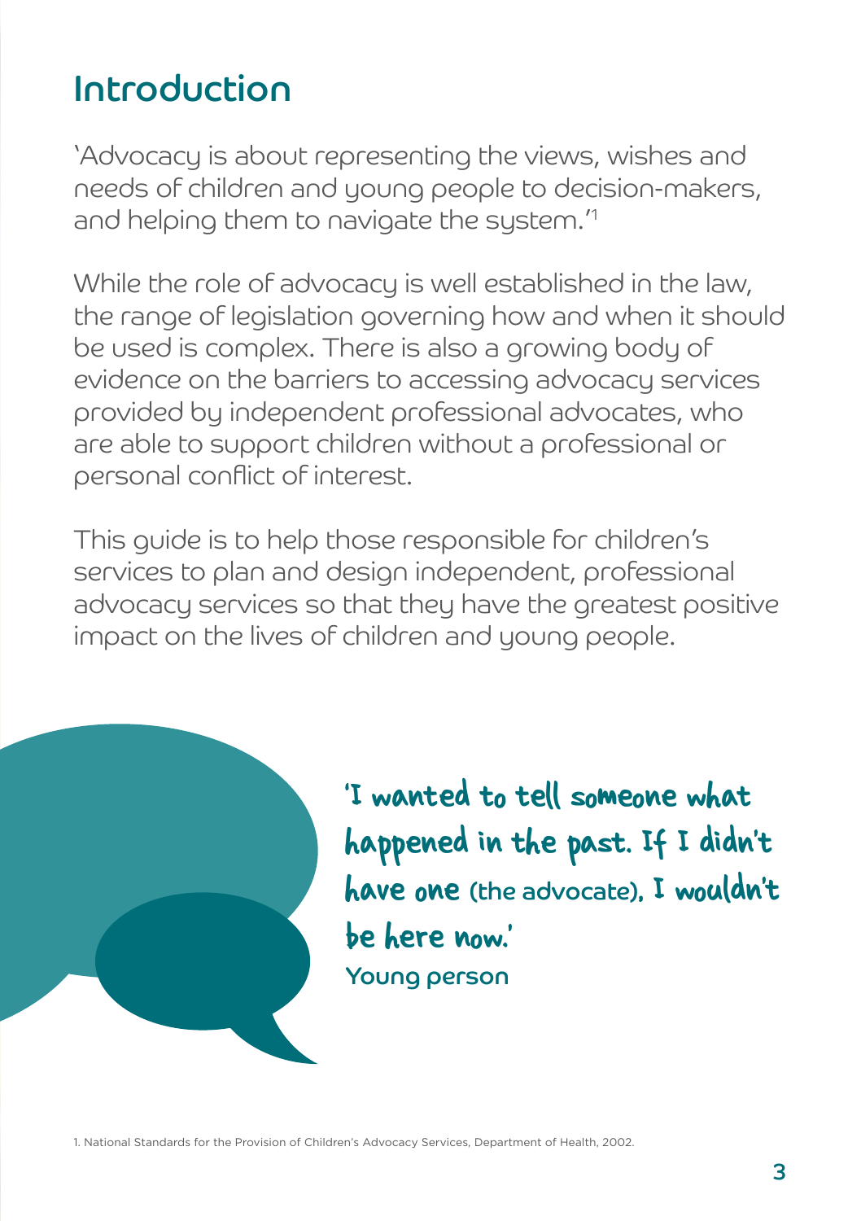# Introduction

'Advocacy is about representing the views, wishes and needs of children and young people to decision-makers, and helping them to navigate the system.'[1]

While the role of advocacy is well established in the law, the range of legislation governing how and when it should be used is complex. There is also a growing body of evidence on the barriers to accessing advocacy services provided by independent professional advocates, who are able to support children without a professional or personal conflict of interest.

This guide is to help those responsible for children's services to plan and design independent, professional advocacy services so that they have the greatest positive impact on the lives of children and young people.

> 'I wanted to tell someone what happened in the past. If I didn't have one (the advocate), I wouldn't be here now.'
>
> Young person

1. National Standards for the Provision of Children's Advocacy Services, Department of Health, 2002.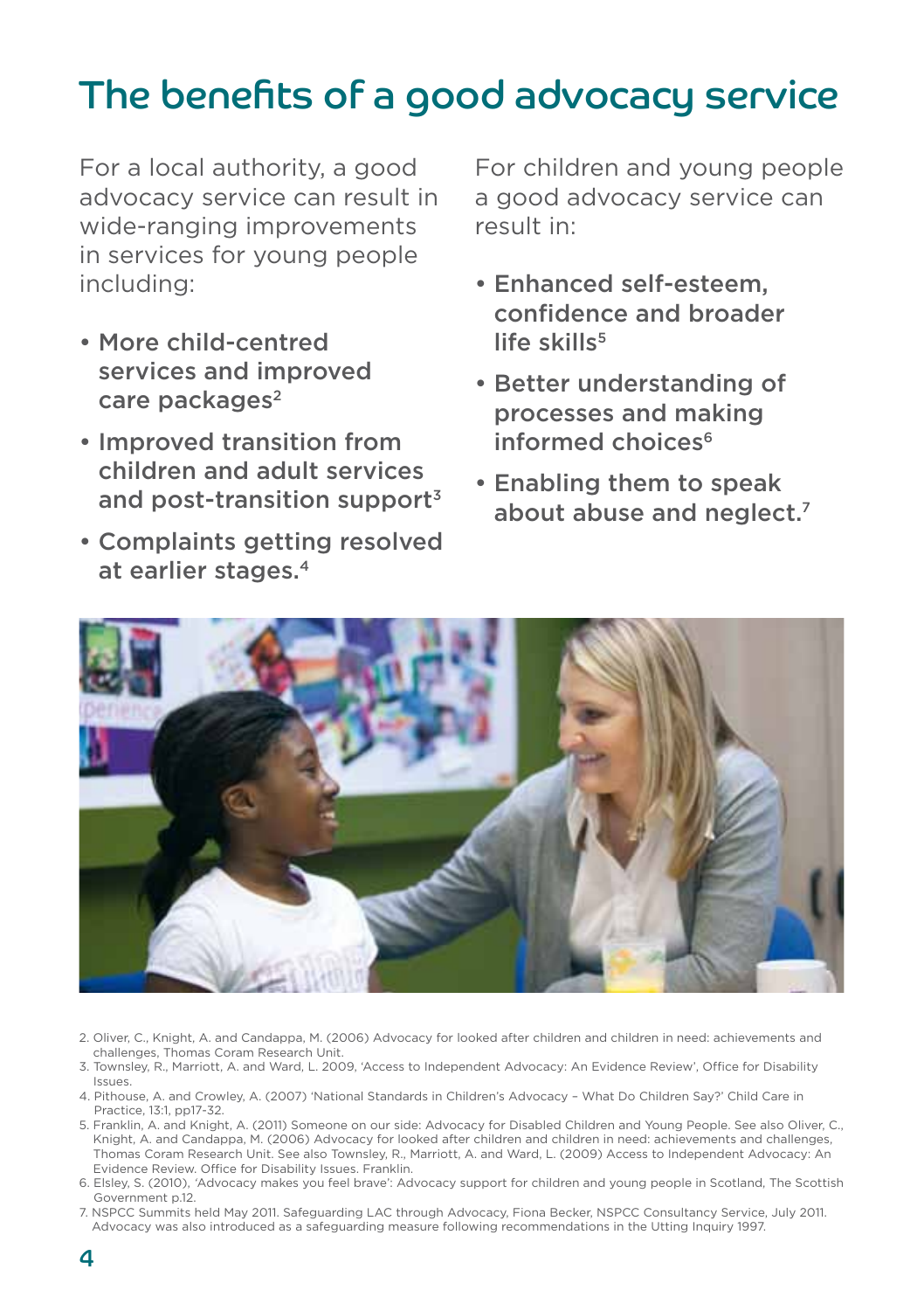# The benefits of a good advocacy service

For a local authority, a good advocacy service can result in wide-ranging improvements in services for young people including:

- **More child-centred services and improved care packages**[2]
- **Improved transition from children and adult services and post-transition support**[3]
- **Complaints getting resolved at earlier stages.**[4]

For children and young people a good advocacy service can result in:

- **Enhanced self-esteem, confidence and broader life skills**[5]
- **Better understanding of processes and making informed choices**[6]
- **Enabling them to speak about abuse and neglect.**[7]

2. Oliver, C., Knight, A. and Candappa, M. (2006) Advocacy for looked after children and children in need: achievements and challenges, Thomas Coram Research Unit.
3. Townsley, R., Marriott, A. and Ward, L. 2009, 'Access to Independent Advocacy: An Evidence Review', Office for Disability Issues.
4. Pithouse, A. and Crowley, A. (2007) 'National Standards in Children's Advocacy – What Do Children Say?' Child Care in Practice, 13:1, pp17-32.
5. Franklin, A. and Knight, A. (2011) Someone on our side: Advocacy for Disabled Children and Young People. See also Oliver, C., Knight, A. and Candappa, M. (2006) Advocacy for looked after children and children in need: achievements and challenges, Thomas Coram Research Unit. See also Townsley, R., Marriott, A. and Ward, L. (2009) Access to Independent Advocacy: An Evidence Review. Office for Disability Issues. Franklin.
6. Elsley, S. (2010), 'Advocacy makes you feel brave': Advocacy support for children and young people in Scotland, The Scottish Government p.12.
7. NSPCC Summits held May 2011. Safeguarding LAC through Advocacy, Fiona Becker, NSPCC Consultancy Service, July 2011. Advocacy was also introduced as a safeguarding measure following recommendations in the Utting Inquiry 1997.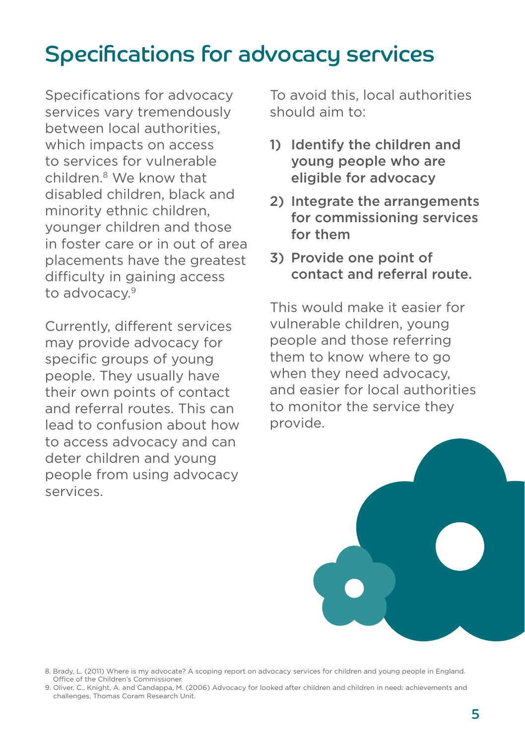# Specifications for advocacy services

Specifications for advocacy services vary tremendously between local authorities, which impacts on access to services for vulnerable children.[8] We know that disabled children, black and minority ethnic children, younger children and those in foster care or in out of area placements have the greatest difficulty in gaining access to advocacy.[9]

Currently, different services may provide advocacy for specific groups of young people. They usually have their own points of contact and referral routes. This can lead to confusion about how to access advocacy and can deter children and young people from using advocacy services.

To avoid this, local authorities should aim to:

1) **Identify the children and young people who are eligible for advocacy**
2) **Integrate the arrangements for commissioning services for them**
3) **Provide one point of contact and referral route.**

This would make it easier for vulnerable children, young people and those referring them to know where to go when they need advocacy, and easier for local authorities to monitor the service they provide.

8. Brady, L. (2011) Where is my advocate? A scoping report on advocacy services for children and young people in England. Office of the Children's Commissioner.
9. Oliver, C., Knight, A. and Candappa, M. (2006) Advocacy for looked after children and children in need: achievements and challenges, Thomas Coram Research Unit.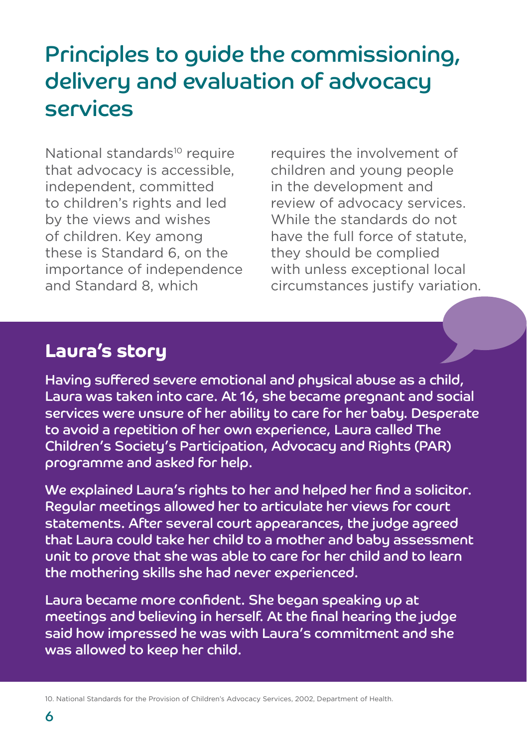# Principles to guide the commissioning, delivery and evaluation of advocacy services

National standards[10] require that advocacy is accessible, independent, committed to children's rights and led by the views and wishes of children. Key among these is Standard 6, on the importance of independence and Standard 8, which requires the involvement of children and young people in the development and review of advocacy services. While the standards do not have the full force of statute, they should be complied with unless exceptional local circumstances justify variation.

## Laura's story

Having suffered severe emotional and physical abuse as a child, Laura was taken into care. At 16, she became pregnant and social services were unsure of her ability to care for her baby. Desperate to avoid a repetition of her own experience, Laura called The Children's Society's Participation, Advocacy and Rights (PAR) programme and asked for help.

We explained Laura's rights to her and helped her find a solicitor. Regular meetings allowed her to articulate her views for court statements. After several court appearances, the judge agreed that Laura could take her child to a mother and baby assessment unit to prove that she was able to care for her child and to learn the mothering skills she had never experienced.

Laura became more confident. She began speaking up at meetings and believing in herself. At the final hearing the judge said how impressed he was with Laura's commitment and she was allowed to keep her child.

10. National Standards for the Provision of Children's Advocacy Services, 2002, Department of Health.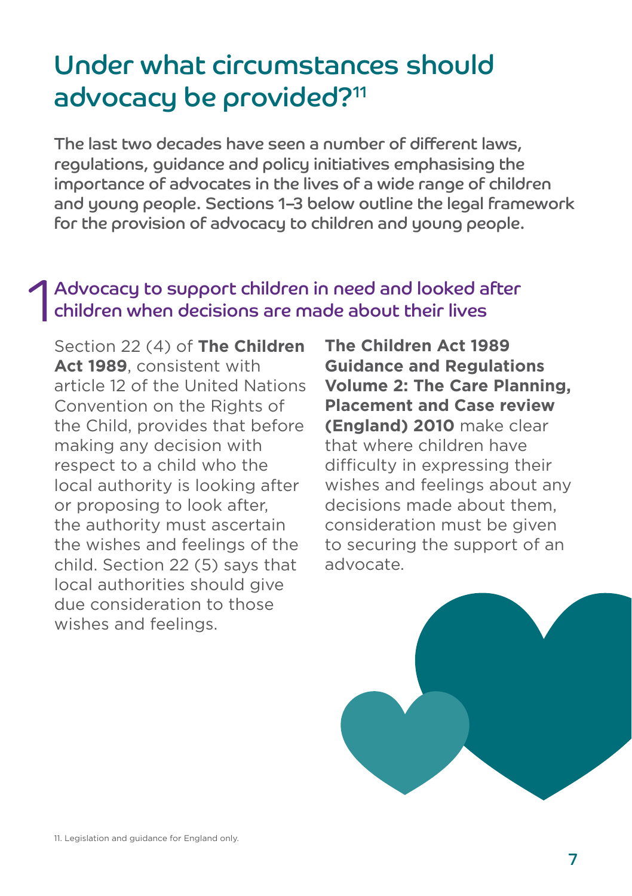# Under what circumstances should advocacy be provided?[11]

**The last two decades have seen a number of different laws, regulations, guidance and policy initiatives emphasising the importance of advocates in the lives of a wide range of children and young people. Sections 1–3 below outline the legal framework for the provision of advocacy to children and young people.**

## 1 Advocacy to support children in need and looked after children when decisions are made about their lives

Section 22 (4) of **The Children Act 1989**, consistent with article 12 of the United Nations Convention on the Rights of the Child, provides that before making any decision with respect to a child who the local authority is looking after or proposing to look after, the authority must ascertain the wishes and feelings of the child. Section 22 (5) says that local authorities should give due consideration to those wishes and feelings.

**The Children Act 1989 Guidance and Regulations Volume 2: The Care Planning, Placement and Case review (England) 2010** make clear that where children have difficulty in expressing their wishes and feelings about any decisions made about them, consideration must be given to securing the support of an advocate.

11. Legislation and guidance for England only.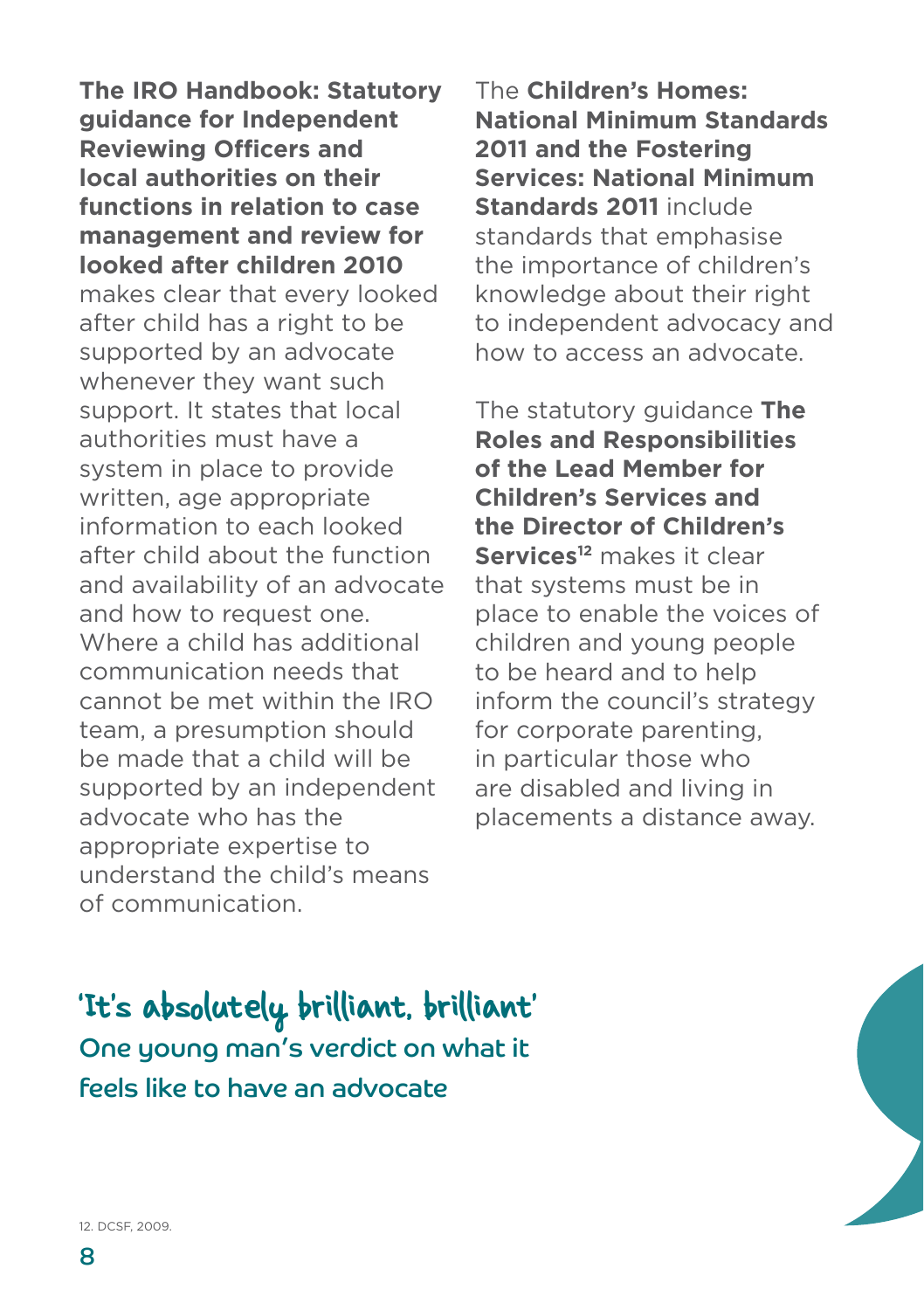**The IRO Handbook: Statutory guidance for Independent Reviewing Officers and local authorities on their functions in relation to case management and review for looked after children 2010** makes clear that every looked after child has a right to be supported by an advocate whenever they want such support. It states that local authorities must have a system in place to provide written, age appropriate information to each looked after child about the function and availability of an advocate and how to request one. Where a child has additional communication needs that cannot be met within the IRO team, a presumption should be made that a child will be supported by an independent advocate who has the appropriate expertise to understand the child's means of communication.

The **Children's Homes: National Minimum Standards 2011 and the Fostering Services: National Minimum Standards 2011** include standards that emphasise the importance of children's knowledge about their right to independent advocacy and how to access an advocate.

The statutory guidance **The Roles and Responsibilities of the Lead Member for Children's Services and the Director of Children's Services**[12] makes it clear that systems must be in place to enable the voices of children and young people to be heard and to help inform the council's strategy for corporate parenting, in particular those who are disabled and living in placements a distance away.

## 'It's absolutely brilliant, brilliant'

One young man's verdict on what it feels like to have an advocate

12. DCSF, 2009.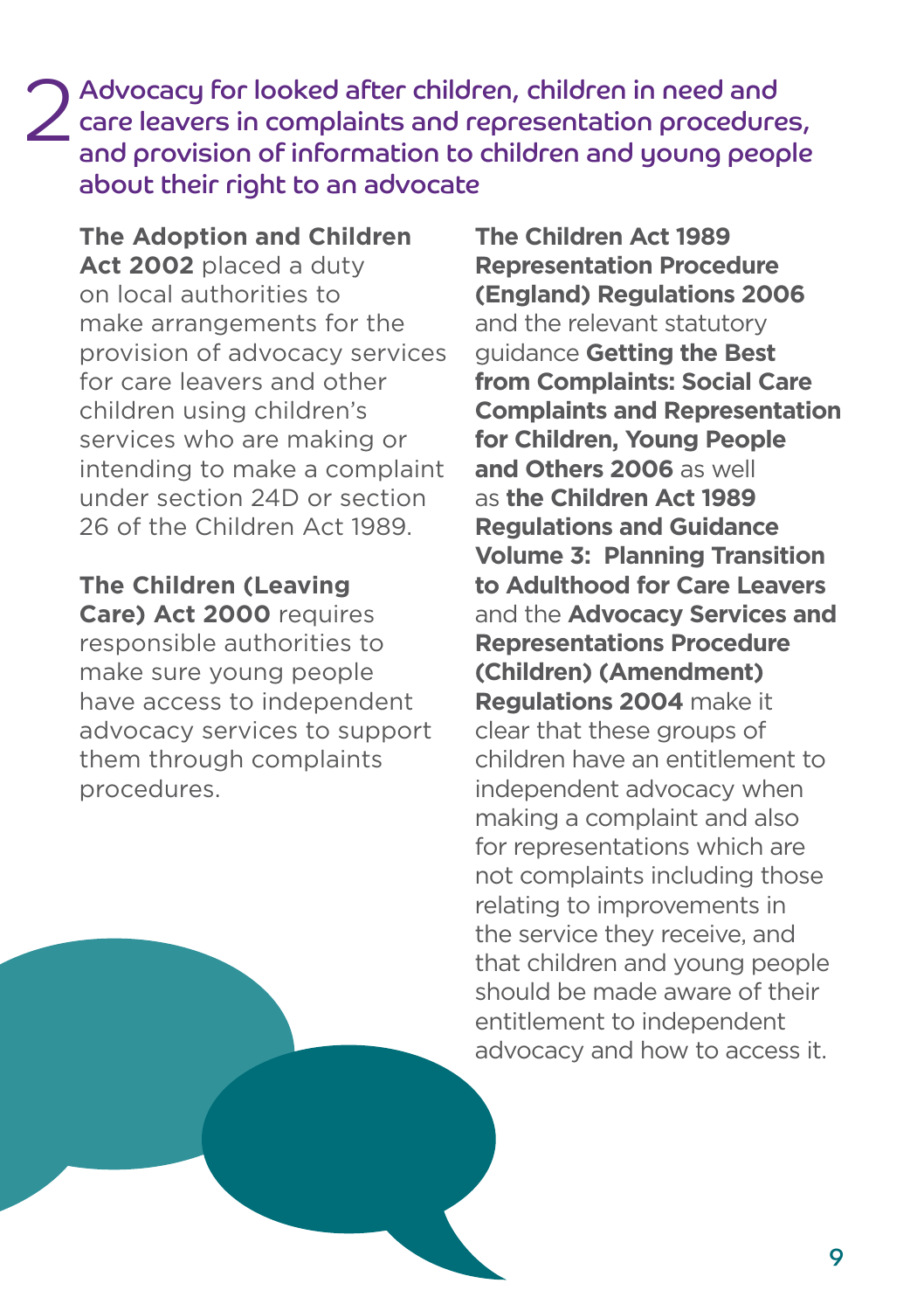## 2 Advocacy for looked after children, children in need and care leavers in complaints and representation procedures, and provision of information to children and young people about their right to an advocate

**The Adoption and Children Act 2002** placed a duty on local authorities to make arrangements for the provision of advocacy services for care leavers and other children using children's services who are making or intending to make a complaint under section 24D or section 26 of the Children Act 1989.

**The Children (Leaving Care) Act 2000** requires responsible authorities to make sure young people have access to independent advocacy services to support them through complaints procedures.

**The Children Act 1989 Representation Procedure (England) Regulations 2006** and the relevant statutory guidance **Getting the Best from Complaints: Social Care Complaints and Representation for Children, Young People and Others 2006** as well as **the Children Act 1989 Regulations and Guidance Volume 3: Planning Transition to Adulthood for Care Leavers** and the **Advocacy Services and Representations Procedure (Children) (Amendment) Regulations 2004** make it clear that these groups of children have an entitlement to independent advocacy when making a complaint and also for representations which are not complaints including those relating to improvements in the service they receive, and that children and young people should be made aware of their entitlement to independent advocacy and how to access it.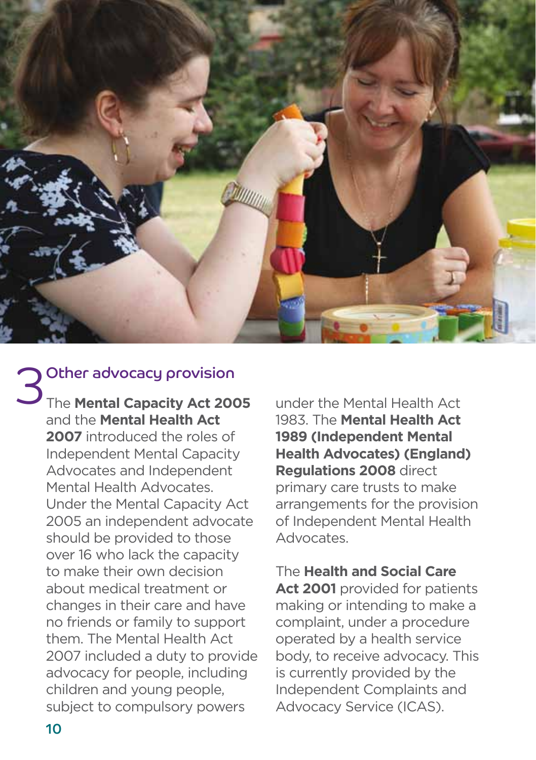## 3 Other advocacy provision

The **Mental Capacity Act 2005** and the **Mental Health Act 2007** introduced the roles of Independent Mental Capacity Advocates and Independent Mental Health Advocates. Under the Mental Capacity Act 2005 an independent advocate should be provided to those over 16 who lack the capacity to make their own decision about medical treatment or changes in their care and have no friends or family to support them. The Mental Health Act 2007 included a duty to provide advocacy for people, including children and young people, subject to compulsory powers under the Mental Health Act 1983. The **Mental Health Act 1989 (Independent Mental Health Advocates) (England) Regulations 2008** direct primary care trusts to make arrangements for the provision of Independent Mental Health Advocates.

The **Health and Social Care Act 2001** provided for patients making or intending to make a complaint, under a procedure operated by a health service body, to receive advocacy. This is currently provided by the Independent Complaints and Advocacy Service (ICAS).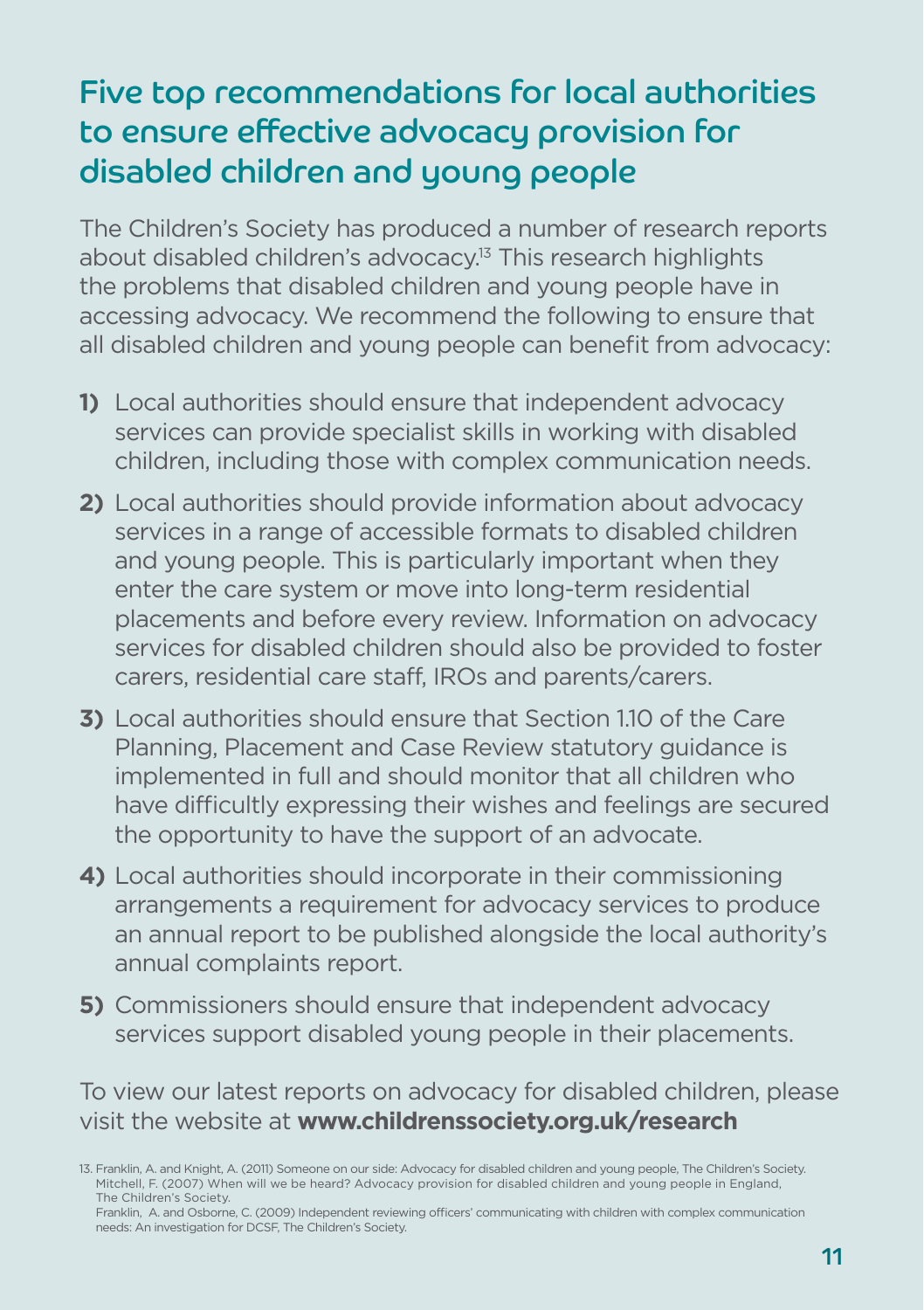## Five top recommendations for local authorities to ensure effective advocacy provision for disabled children and young people

The Children's Society has produced a number of research reports about disabled children's advocacy.[13] This research highlights the problems that disabled children and young people have in accessing advocacy. We recommend the following to ensure that all disabled children and young people can benefit from advocacy:

**1)** Local authorities should ensure that independent advocacy services can provide specialist skills in working with disabled children, including those with complex communication needs.

**2)** Local authorities should provide information about advocacy services in a range of accessible formats to disabled children and young people. This is particularly important when they enter the care system or move into long-term residential placements and before every review. Information on advocacy services for disabled children should also be provided to foster carers, residential care staff, IROs and parents/carers.

**3)** Local authorities should ensure that Section 1.10 of the Care Planning, Placement and Case Review statutory guidance is implemented in full and should monitor that all children who have difficultly expressing their wishes and feelings are secured the opportunity to have the support of an advocate.

**4)** Local authorities should incorporate in their commissioning arrangements a requirement for advocacy services to produce an annual report to be published alongside the local authority's annual complaints report.

**5)** Commissioners should ensure that independent advocacy services support disabled young people in their placements.

To view our latest reports on advocacy for disabled children, please visit the website at **www.childrenssociety.org.uk/research**

13. Franklin, A. and Knight, A. (2011) Someone on our side: Advocacy for disabled children and young people, The Children's Society.
Mitchell, F. (2007) When will we be heard? Advocacy provision for disabled children and young people in England, The Children's Society.
Franklin, A. and Osborne, C. (2009) Independent reviewing officers' communicating with children with complex communication needs: An investigation for DCSF, The Children's Society.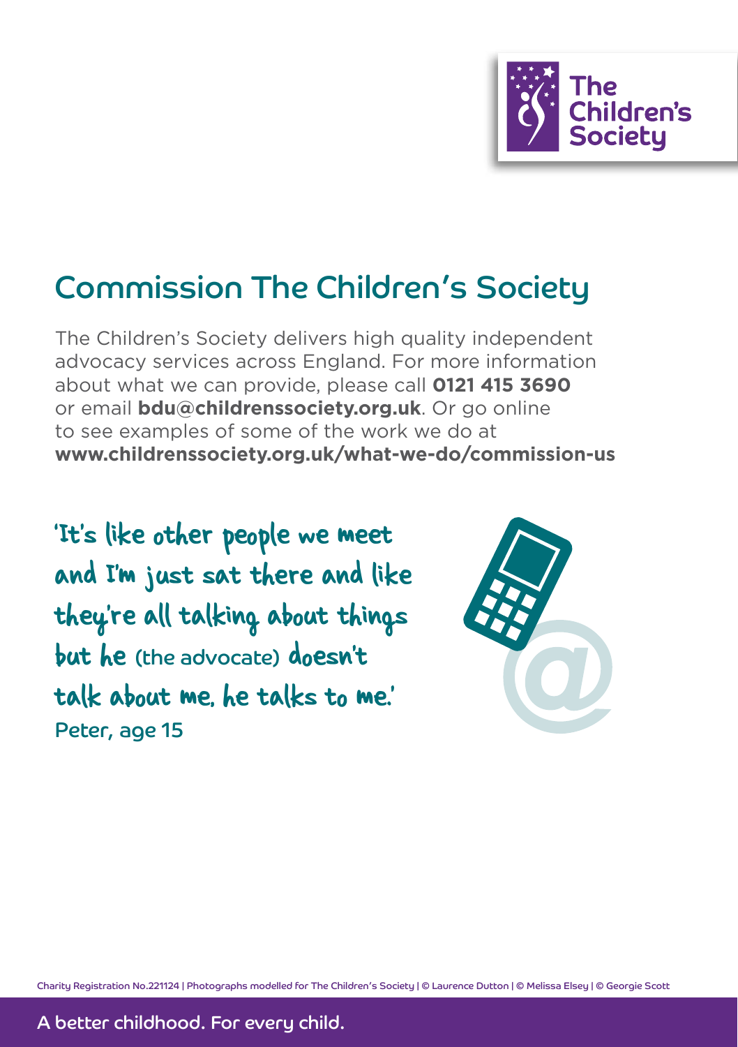The Children's Society

# Commission The Children's Society

The Children's Society delivers high quality independent advocacy services across England. For more information about what we can provide, please call **0121 415 3690** or email **bdu@childrenssociety.org.uk**. Or go online to see examples of some of the work we do at **www.childrenssociety.org.uk/what-we-do/commission-us**

'It's like other people we meet and I'm just sat there and like they're all talking about things but he (the advocate) doesn't talk about me, he talks to me.'
Peter, age 15

Charity Registration No.221124 | Photographs modelled for The Children's Society | © Laurence Dutton | © Melissa Elsey | © Georgie Scott

A better childhood. For every child.